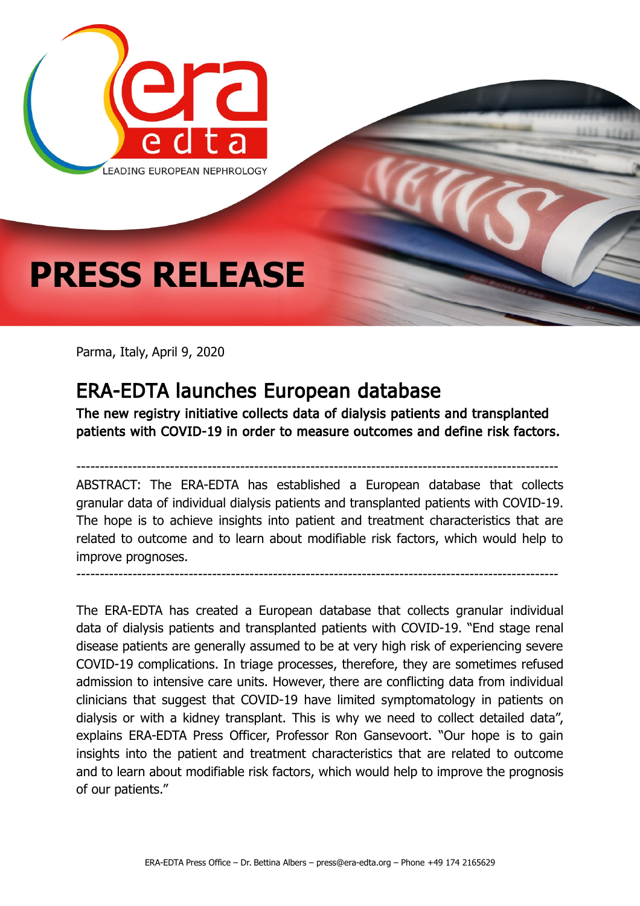# PRESS RELEASE

Parma, Italy, April 9, 2020

## ERA-EDTA launches European database

**The new registry initiative collects data of dialysis patients and transplanted patients with COVID-19 in order to measure outcomes and define risk factors.**

---

ABSTRACT: The ERA-EDTA has established a European database that collects granular data of individual dialysis patients and transplanted patients with COVID-19. The hope is to achieve insights into patient and treatment characteristics that are related to outcome and to learn about modifiable risk factors, which would help to improve prognoses.

---

The ERA-EDTA has created a European database that collects granular individual data of dialysis patients and transplanted patients with COVID-19. "End stage renal disease patients are generally assumed to be at very high risk of experiencing severe COVID-19 complications. In triage processes, therefore, they are sometimes refused admission to intensive care units. However, there are conflicting data from individual clinicians that suggest that COVID-19 have limited symptomatology in patients on dialysis or with a kidney transplant. This is why we need to collect detailed data", explains ERA-EDTA Press Officer, Professor Ron Gansevoort. "Our hope is to gain insights into the patient and treatment characteristics that are related to outcome and to learn about modifiable risk factors, which would help to improve the prognosis of our patients."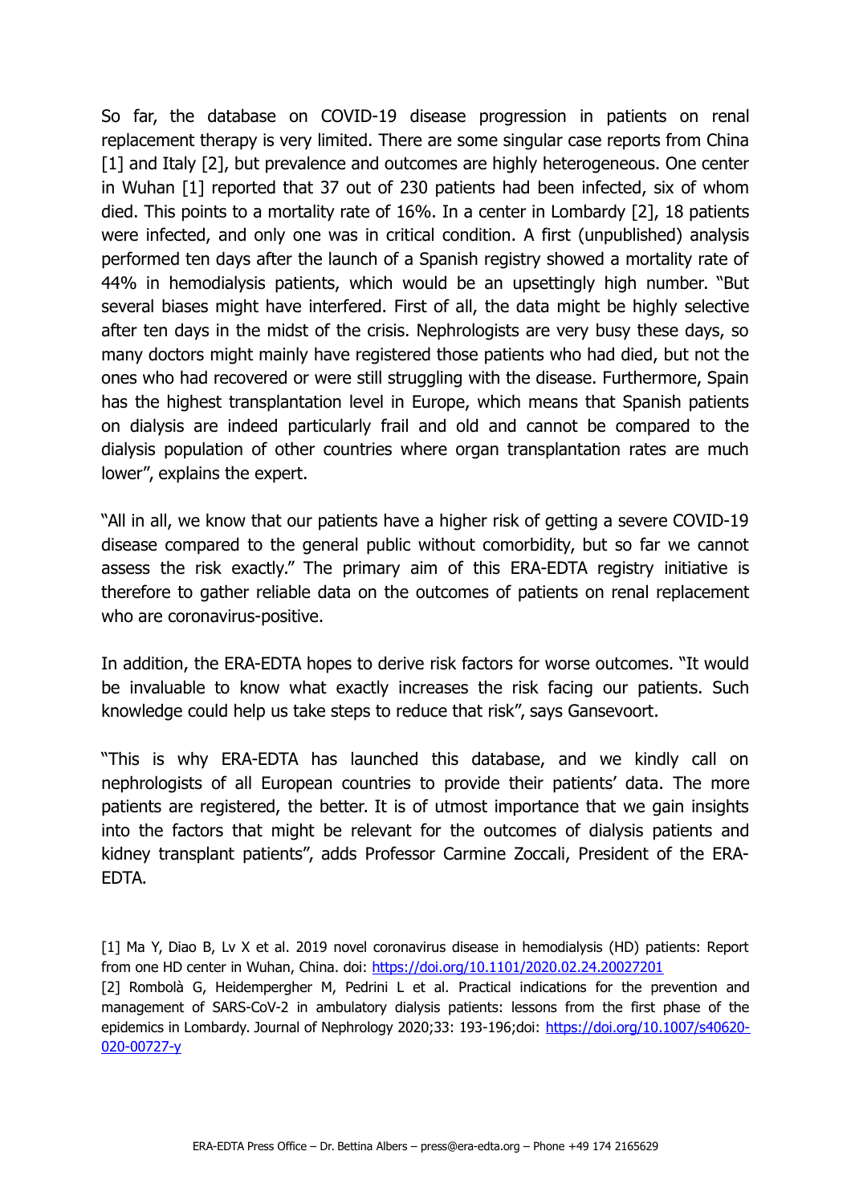So far, the database on COVID-19 disease progression in patients on renal replacement therapy is very limited. There are some singular case reports from China [1] and Italy [2], but prevalence and outcomes are highly heterogeneous. One center in Wuhan [1] reported that 37 out of 230 patients had been infected, six of whom died. This points to a mortality rate of 16%. In a center in Lombardy [2], 18 patients were infected, and only one was in critical condition. A first (unpublished) analysis performed ten days after the launch of a Spanish registry showed a mortality rate of 44% in hemodialysis patients, which would be an upsettingly high number. "But several biases might have interfered. First of all, the data might be highly selective after ten days in the midst of the crisis. Nephrologists are very busy these days, so many doctors might mainly have registered those patients who had died, but not the ones who had recovered or were still struggling with the disease. Furthermore, Spain has the highest transplantation level in Europe, which means that Spanish patients on dialysis are indeed particularly frail and old and cannot be compared to the dialysis population of other countries where organ transplantation rates are much lower", explains the expert.

"All in all, we know that our patients have a higher risk of getting a severe COVID-19 disease compared to the general public without comorbidity, but so far we cannot assess the risk exactly." The primary aim of this ERA-EDTA registry initiative is therefore to gather reliable data on the outcomes of patients on renal replacement who are coronavirus-positive.

In addition, the ERA-EDTA hopes to derive risk factors for worse outcomes. "It would be invaluable to know what exactly increases the risk facing our patients. Such knowledge could help us take steps to reduce that risk", says Gansevoort.

"This is why ERA-EDTA has launched this database, and we kindly call on nephrologists of all European countries to provide their patients' data. The more patients are registered, the better. It is of utmost importance that we gain insights into the factors that might be relevant for the outcomes of dialysis patients and kidney transplant patients", adds Professor Carmine Zoccali, President of the ERA-EDTA.

[1] Ma Y, Diao B, Lv X et al. 2019 novel coronavirus disease in hemodialysis (HD) patients: Report from one HD center in Wuhan, China. doi: https://doi.org/10.1101/2020.02.24.20027201

[2] Rombolà G, Heidempergher M, Pedrini L et al. Practical indications for the prevention and management of SARS-CoV-2 in ambulatory dialysis patients: lessons from the first phase of the epidemics in Lombardy. Journal of Nephrology 2020;33: 193-196;doi: https://doi.org/10.1007/s40620-020-00727-y

ERA-EDTA Press Office – Dr. Bettina Albers – press@era-edta.org – Phone +49 174 2165629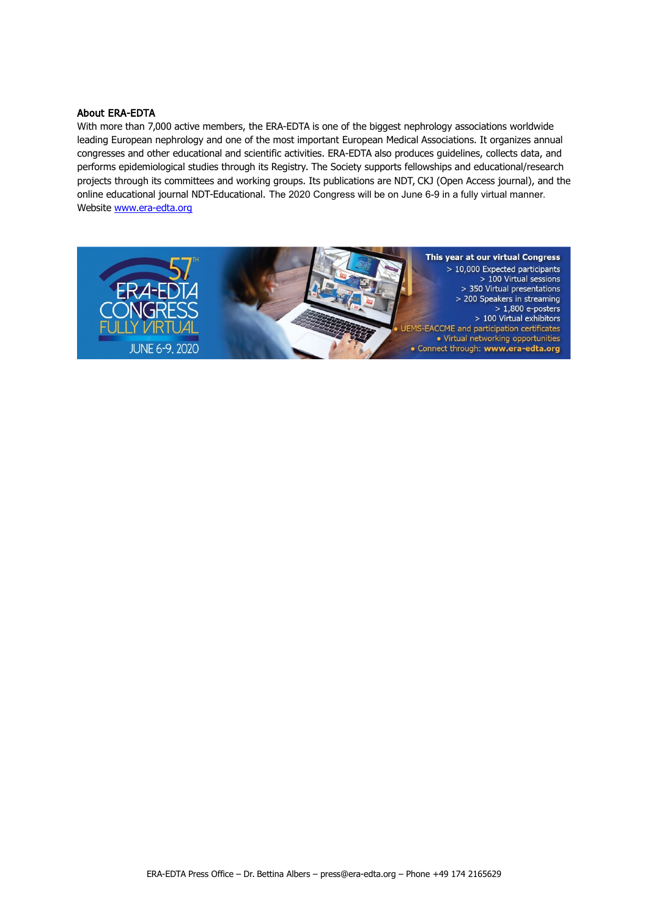**About ERA-EDTA**

With more than 7,000 active members, the ERA-EDTA is one of the biggest nephrology associations worldwide leading European nephrology and one of the most important European Medical Associations. It organizes annual congresses and other educational and scientific activities. ERA-EDTA also produces guidelines, collects data, and performs epidemiological studies through its Registry. The Society supports fellowships and educational/research projects through its committees and working groups. Its publications are NDT, CKJ (Open Access journal), and the online educational journal NDT-Educational. The 2020 Congress will be on June 6-9 in a fully virtual manner.
Website [www.era-edta.org](http://www.era-edta.org)

57TH ERA-EDTA CONGRESS FULLY VIRTUAL
JUNE 6-9, 2020

**This year at our virtual Congress**
> 10,000 Expected participants
> 100 Virtual sessions
> 350 Virtual presentations
> 200 Speakers in streaming
> 1,800 e-posters
> 100 Virtual exhibitors
• UEMS-EACCME and participation certificates
• Virtual networking opportunities
• Connect through: **www.era-edta.org**